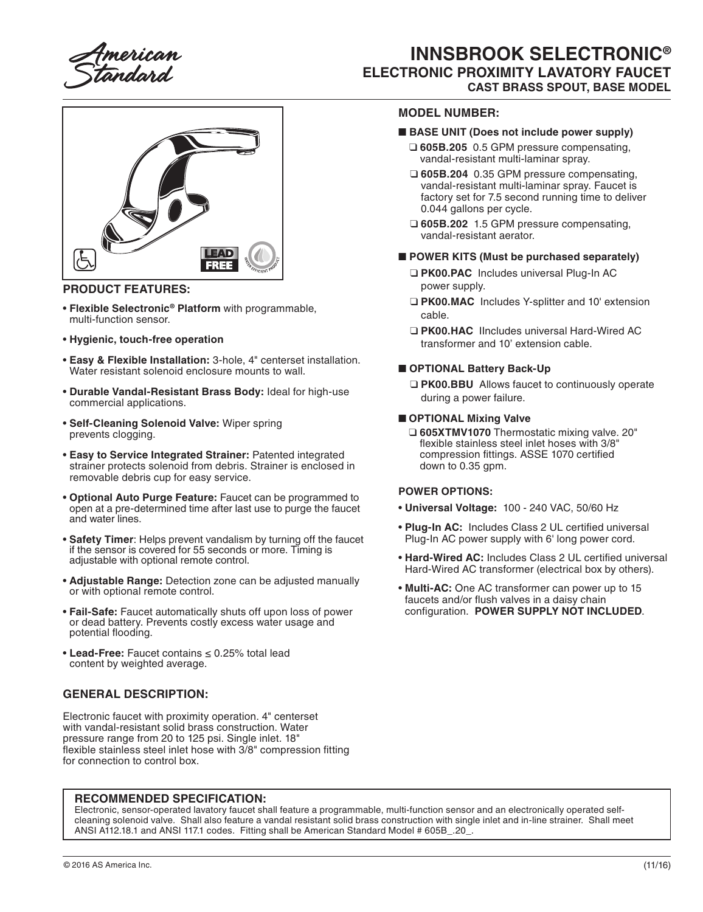American Standard

# INNSBROOK SELECTRONIC®
## ELECTRONIC PROXIMITY LAVATORY FAUCET
### CAST BRASS SPOUT, BASE MODEL

### PRODUCT FEATURES:

- **Flexible Selectronic® Platform** with programmable, multi-function sensor.
- **Hygienic, touch-free operation**
- **Easy & Flexible Installation:** 3-hole, 4" centerset installation. Water resistant solenoid enclosure mounts to wall.
- **Durable Vandal-Resistant Brass Body:** Ideal for high-use commercial applications.
- **Self-Cleaning Solenoid Valve:** Wiper spring prevents clogging.
- **Easy to Service Integrated Strainer:** Patented integrated strainer protects solenoid from debris. Strainer is enclosed in removable debris cup for easy service.
- **Optional Auto Purge Feature:** Faucet can be programmed to open at a pre-determined time after last use to purge the faucet and water lines.
- **Safety Timer**: Helps prevent vandalism by turning off the faucet if the sensor is covered for 55 seconds or more. Timing is adjustable with optional remote control.
- **Adjustable Range:** Detection zone can be adjusted manually or with optional remote control.
- **Fail-Safe:** Faucet automatically shuts off upon loss of power or dead battery. Prevents costly excess water usage and potential flooding.
- **Lead-Free:** Faucet contains ≤ 0.25% total lead content by weighted average.

### GENERAL DESCRIPTION:

Electronic faucet with proximity operation. 4" centerset with vandal-resistant solid brass construction. Water pressure range from 20 to 125 psi. Single inlet. 18" flexible stainless steel inlet hose with 3/8" compression fitting for connection to control box.

### MODEL NUMBER:

■ **BASE UNIT (Does not include power supply)**

- ❑ **605B.205** 0.5 GPM pressure compensating, vandal-resistant multi-laminar spray.
- ❑ **605B.204** 0.35 GPM pressure compensating, vandal-resistant multi-laminar spray. Faucet is factory set for 7.5 second running time to deliver 0.044 gallons per cycle.
- ❑ **605B.202** 1.5 GPM pressure compensating, vandal-resistant aerator.

■ **POWER KITS (Must be purchased separately)**

- ❑ **PK00.PAC** Includes universal Plug-In AC power supply.
- ❑ **PK00.MAC** Includes Y-splitter and 10' extension cable.
- ❑ **PK00.HAC** IIncludes universal Hard-Wired AC transformer and 10' extension cable.

■ **OPTIONAL Battery Back-Up**

- ❑ **PK00.BBU** Allows faucet to continuously operate during a power failure.

■ **OPTIONAL Mixing Valve**

- ❑ **605XTMV1070** Thermostatic mixing valve. 20" flexible stainless steel inlet hoses with 3/8" compression fittings. ASSE 1070 certified down to 0.35 gpm.

### POWER OPTIONS:

- **Universal Voltage:** 100 - 240 VAC, 50/60 Hz
- **Plug-In AC:** Includes Class 2 UL certified universal Plug-In AC power supply with 6' long power cord.
- **Hard-Wired AC:** Includes Class 2 UL certified universal Hard-Wired AC transformer (electrical box by others).
- **Multi-AC:** One AC transformer can power up to 15 faucets and/or flush valves in a daisy chain configuration. **POWER SUPPLY NOT INCLUDED**.

### RECOMMENDED SPECIFICATION:

Electronic, sensor-operated lavatory faucet shall feature a programmable, multi-function sensor and an electronically operated self-cleaning solenoid valve. Shall also feature a vandal resistant solid brass construction with single inlet and in-line strainer. Shall meet ANSI A112.18.1 and ANSI 117.1 codes. Fitting shall be American Standard Model # 605B_.20_.

© 2016 AS America Inc. (11/16)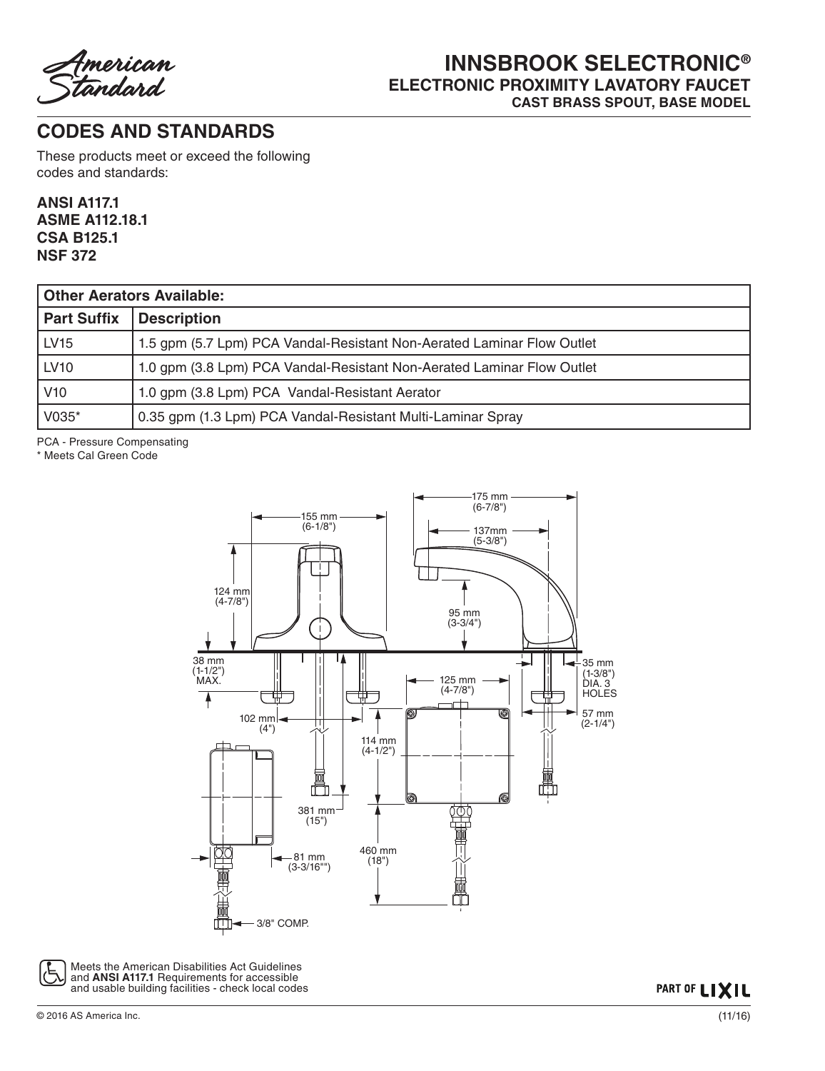# INNSBROOK SELECTRONIC®

### ELECTRONIC PROXIMITY LAVATORY FAUCET

#### CAST BRASS SPOUT, BASE MODEL

## CODES AND STANDARDS

These products meet or exceed the following codes and standards:

**ANSI A117.1**
**ASME A112.18.1**
**CSA B125.1**
**NSF 372**

| Other Aerators Available: | |
|---|---|
| **Part Suffix** | **Description** |
| LV15 | 1.5 gpm (5.7 Lpm) PCA Vandal-Resistant Non-Aerated Laminar Flow Outlet |
| LV10 | 1.0 gpm (3.8 Lpm) PCA Vandal-Resistant Non-Aerated Laminar Flow Outlet |
| V10 | 1.0 gpm (3.8 Lpm) PCA Vandal-Resistant Aerator |
| V035* | 0.35 gpm (1.3 Lpm) PCA Vandal-Resistant Multi-Laminar Spray |

PCA - Pressure Compensating
* Meets Cal Green Code

175 mm (6-7/8")
155 mm (6-1/8")
137mm (5-3/8")
124 mm (4-7/8")
95 mm (3-3/4")
38 mm (1-1/2") MAX.
35 mm (1-3/8") DIA. 3 HOLES
125 mm (4-7/8")
57 mm (2-1/4")
102 mm (4")
114 mm (4-1/2")
381 mm (15")
460 mm (18")
81 mm (3-3/16"")
3/8" COMP.

Meets the American Disabilities Act Guidelines and **ANSI A117.1** Requirements for accessible and usable building facilities - check local codes

© 2016 AS America Inc. (11/16)